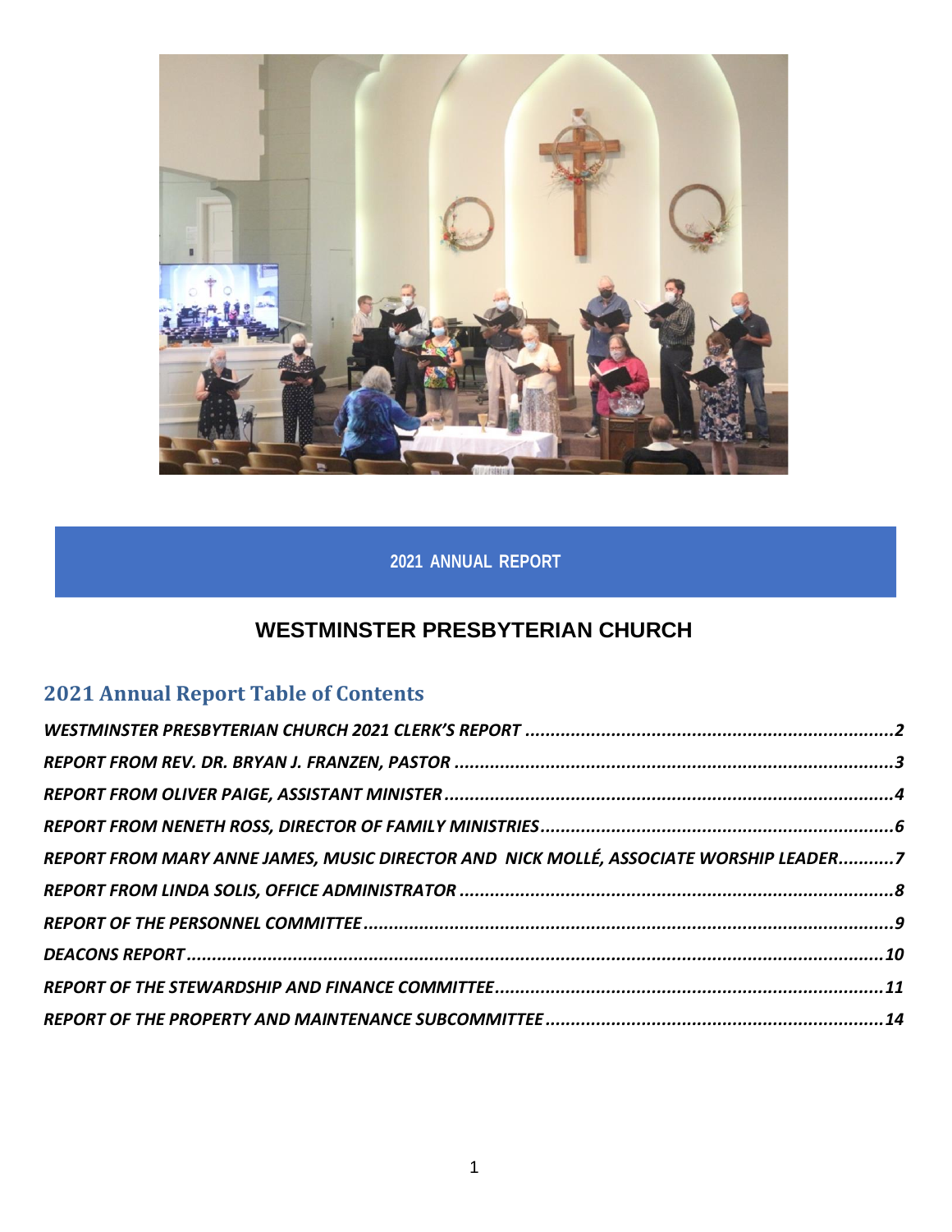**2021 ANNUAL REPORT**

# WESTMINSTER PRESBYTERIAN CHURCH

## 2021 Annual Report Table of Contents

*WESTMINSTER PRESBYTERIAN CHURCH 2021 CLERK'S REPORT ........ 2*

*REPORT FROM REV. DR. BRYAN J. FRANZEN, PASTOR ........ 3*

*REPORT FROM OLIVER PAIGE, ASSISTANT MINISTER ........ 4*

*REPORT FROM NENETH ROSS, DIRECTOR OF FAMILY MINISTRIES ........ 6*

*REPORT FROM MARY ANNE JAMES, MUSIC DIRECTOR AND NICK MOLLÉ, ASSOCIATE WORSHIP LEADER ........ 7*

*REPORT FROM LINDA SOLIS, OFFICE ADMINISTRATOR ........ 8*

*REPORT OF THE PERSONNEL COMMITTEE ........ 9*

*DEACONS REPORT ........ 10*

*REPORT OF THE STEWARDSHIP AND FINANCE COMMITTEE ........ 11*

*REPORT OF THE PROPERTY AND MAINTENANCE SUBCOMMITTEE ........ 14*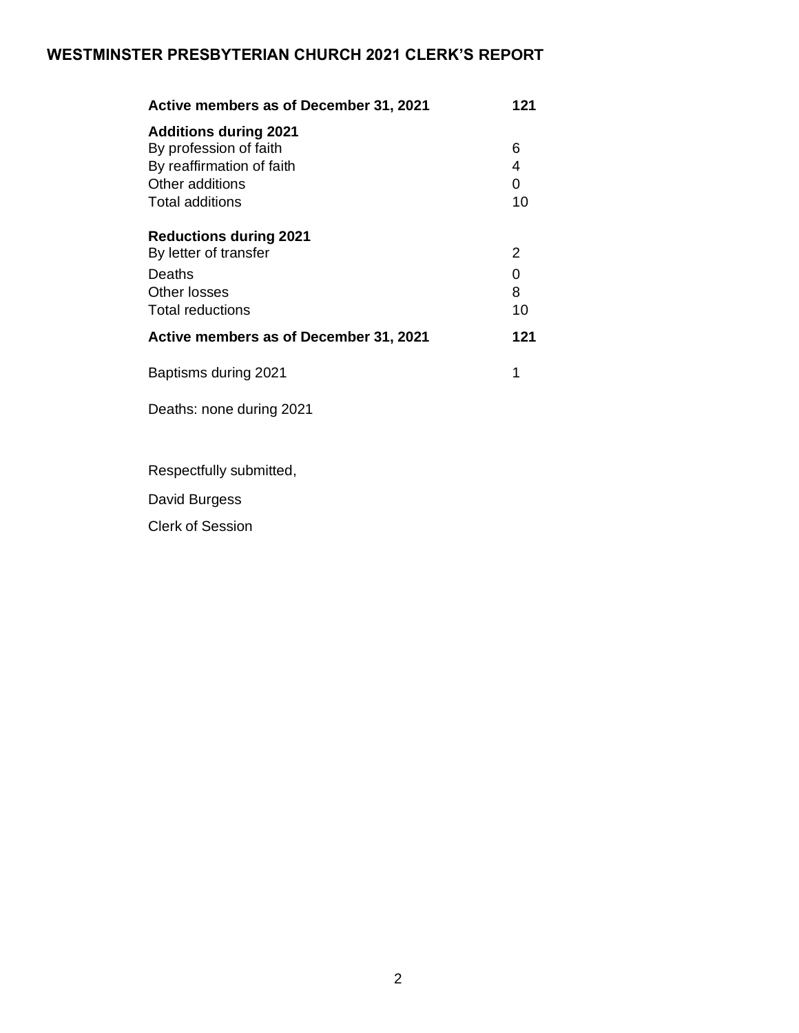# WESTMINSTER PRESBYTERIAN CHURCH 2021 CLERK'S REPORT

| | |
|---|---|
| **Active members as of December 31, 2021** | **121** |
| **Additions during 2021** | |
| By profession of faith | 6 |
| By reaffirmation of faith | 4 |
| Other additions | 0 |
| Total additions | 10 |
| **Reductions during 2021** | |
| By letter of transfer | 2 |
| Deaths | 0 |
| Other losses | 8 |
| Total reductions | 10 |
| **Active members as of December 31, 2021** | **121** |
| Baptisms during 2021 | 1 |

Deaths: none during 2021

Respectfully submitted,

David Burgess

Clerk of Session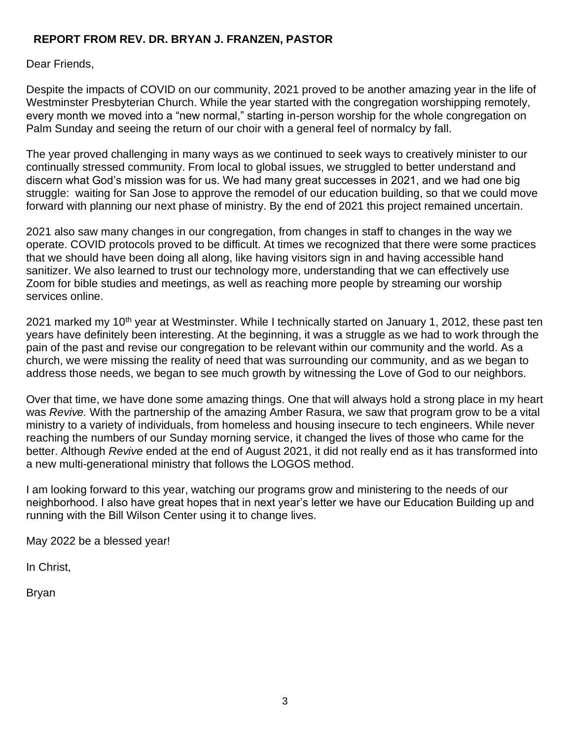## REPORT FROM REV. DR. BRYAN J. FRANZEN, PASTOR

Dear Friends,

Despite the impacts of COVID on our community, 2021 proved to be another amazing year in the life of Westminster Presbyterian Church. While the year started with the congregation worshipping remotely, every month we moved into a "new normal," starting in-person worship for the whole congregation on Palm Sunday and seeing the return of our choir with a general feel of normalcy by fall.

The year proved challenging in many ways as we continued to seek ways to creatively minister to our continually stressed community. From local to global issues, we struggled to better understand and discern what God's mission was for us. We had many great successes in 2021, and we had one big struggle: waiting for San Jose to approve the remodel of our education building, so that we could move forward with planning our next phase of ministry. By the end of 2021 this project remained uncertain.

2021 also saw many changes in our congregation, from changes in staff to changes in the way we operate. COVID protocols proved to be difficult. At times we recognized that there were some practices that we should have been doing all along, like having visitors sign in and having accessible hand sanitizer. We also learned to trust our technology more, understanding that we can effectively use Zoom for bible studies and meetings, as well as reaching more people by streaming our worship services online.

2021 marked my 10th year at Westminster. While I technically started on January 1, 2012, these past ten years have definitely been interesting. At the beginning, it was a struggle as we had to work through the pain of the past and revise our congregation to be relevant within our community and the world. As a church, we were missing the reality of need that was surrounding our community, and as we began to address those needs, we began to see much growth by witnessing the Love of God to our neighbors.

Over that time, we have done some amazing things. One that will always hold a strong place in my heart was *Revive.* With the partnership of the amazing Amber Rasura, we saw that program grow to be a vital ministry to a variety of individuals, from homeless and housing insecure to tech engineers. While never reaching the numbers of our Sunday morning service, it changed the lives of those who came for the better. Although *Revive* ended at the end of August 2021, it did not really end as it has transformed into a new multi-generational ministry that follows the LOGOS method.

I am looking forward to this year, watching our programs grow and ministering to the needs of our neighborhood. I also have great hopes that in next year's letter we have our Education Building up and running with the Bill Wilson Center using it to change lives.

May 2022 be a blessed year!

In Christ,

Bryan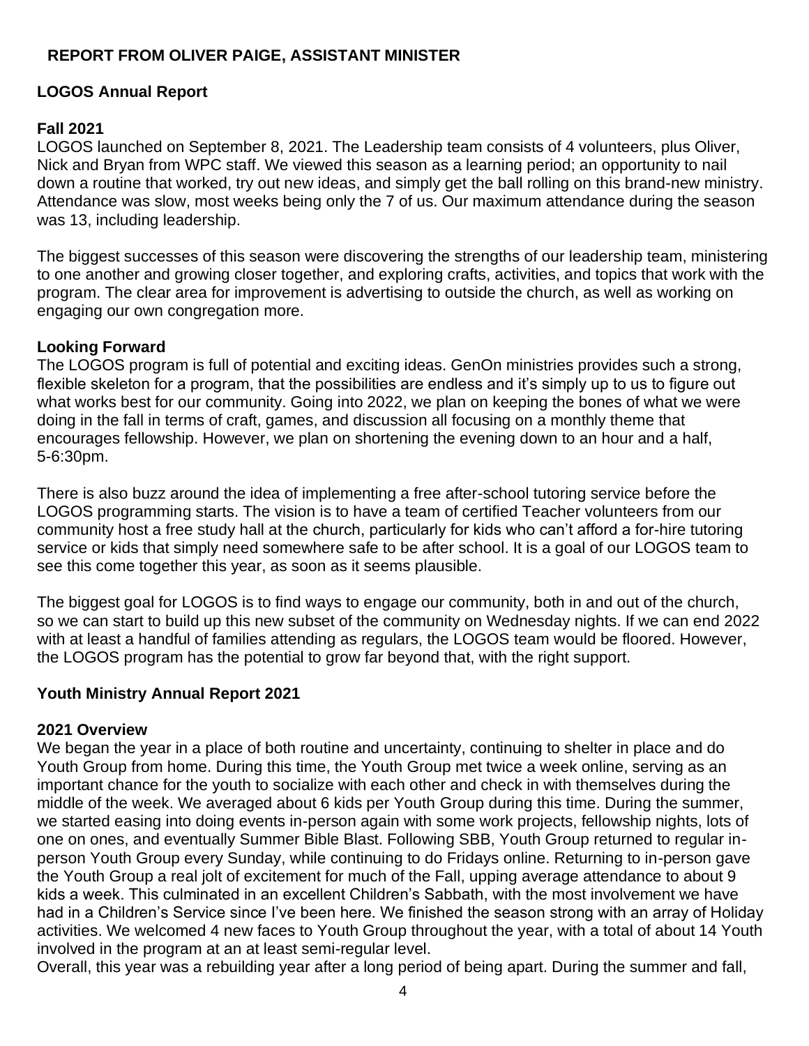## REPORT FROM OLIVER PAIGE, ASSISTANT MINISTER

### LOGOS Annual Report

#### Fall 2021

LOGOS launched on September 8, 2021. The Leadership team consists of 4 volunteers, plus Oliver, Nick and Bryan from WPC staff. We viewed this season as a learning period; an opportunity to nail down a routine that worked, try out new ideas, and simply get the ball rolling on this brand-new ministry. Attendance was slow, most weeks being only the 7 of us. Our maximum attendance during the season was 13, including leadership.

The biggest successes of this season were discovering the strengths of our leadership team, ministering to one another and growing closer together, and exploring crafts, activities, and topics that work with the program. The clear area for improvement is advertising to outside the church, as well as working on engaging our own congregation more.

#### Looking Forward

The LOGOS program is full of potential and exciting ideas. GenOn ministries provides such a strong, flexible skeleton for a program, that the possibilities are endless and it's simply up to us to figure out what works best for our community. Going into 2022, we plan on keeping the bones of what we were doing in the fall in terms of craft, games, and discussion all focusing on a monthly theme that encourages fellowship. However, we plan on shortening the evening down to an hour and a half, 5-6:30pm.

There is also buzz around the idea of implementing a free after-school tutoring service before the LOGOS programming starts. The vision is to have a team of certified Teacher volunteers from our community host a free study hall at the church, particularly for kids who can't afford a for-hire tutoring service or kids that simply need somewhere safe to be after school. It is a goal of our LOGOS team to see this come together this year, as soon as it seems plausible.

The biggest goal for LOGOS is to find ways to engage our community, both in and out of the church, so we can start to build up this new subset of the community on Wednesday nights. If we can end 2022 with at least a handful of families attending as regulars, the LOGOS team would be floored. However, the LOGOS program has the potential to grow far beyond that, with the right support.

### Youth Ministry Annual Report 2021

#### 2021 Overview

We began the year in a place of both routine and uncertainty, continuing to shelter in place and do Youth Group from home. During this time, the Youth Group met twice a week online, serving as an important chance for the youth to socialize with each other and check in with themselves during the middle of the week. We averaged about 6 kids per Youth Group during this time. During the summer, we started easing into doing events in-person again with some work projects, fellowship nights, lots of one on ones, and eventually Summer Bible Blast. Following SBB, Youth Group returned to regular in-person Youth Group every Sunday, while continuing to do Fridays online. Returning to in-person gave the Youth Group a real jolt of excitement for much of the Fall, upping average attendance to about 9 kids a week. This culminated in an excellent Children's Sabbath, with the most involvement we have had in a Children's Service since I've been here. We finished the season strong with an array of Holiday activities. We welcomed 4 new faces to Youth Group throughout the year, with a total of about 14 Youth involved in the program at an at least semi-regular level.

Overall, this year was a rebuilding year after a long period of being apart. During the summer and fall,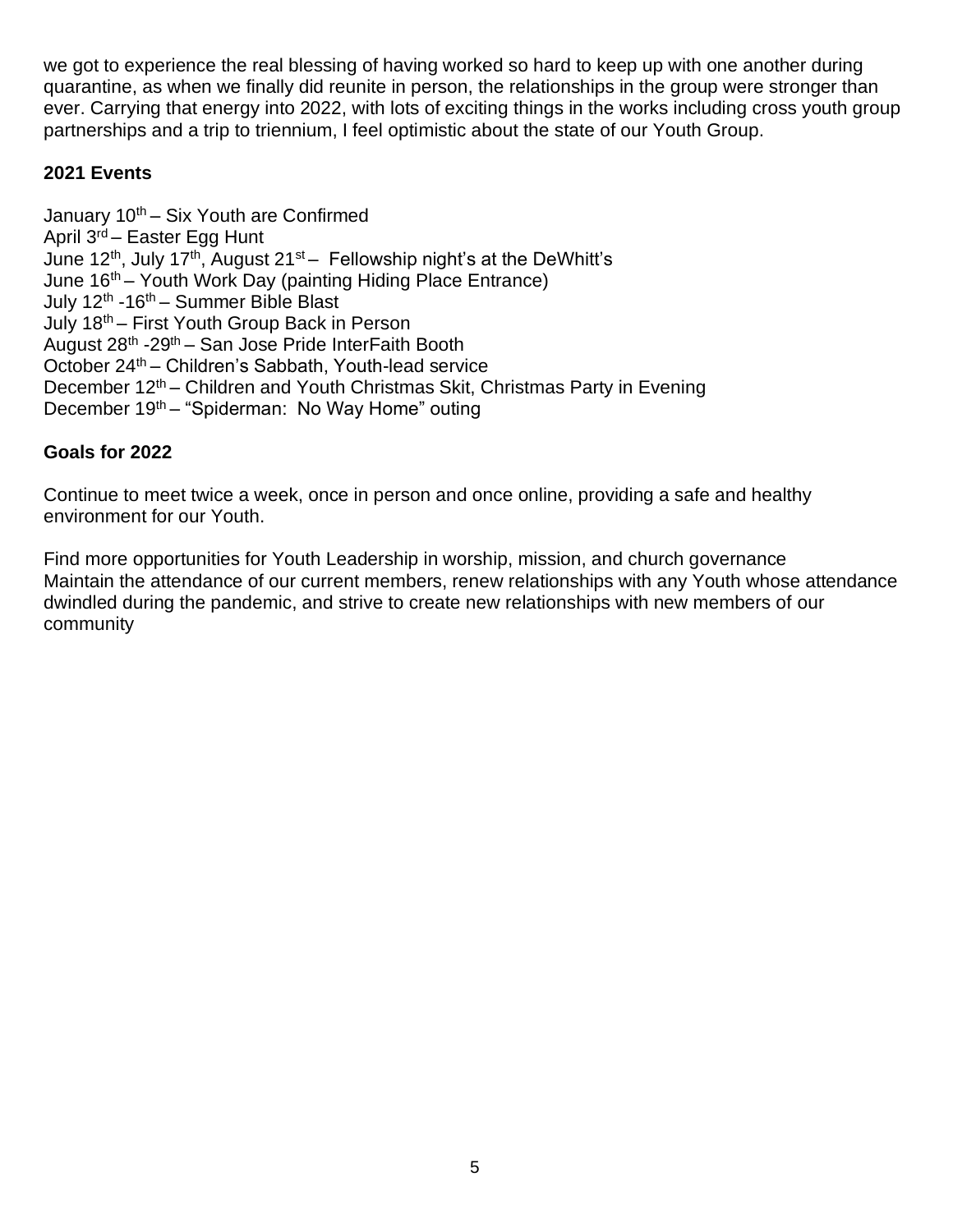we got to experience the real blessing of having worked so hard to keep up with one another during quarantine, as when we finally did reunite in person, the relationships in the group were stronger than ever. Carrying that energy into 2022, with lots of exciting things in the works including cross youth group partnerships and a trip to triennium, I feel optimistic about the state of our Youth Group.

**2021 Events**

January 10th – Six Youth are Confirmed
April 3rd – Easter Egg Hunt
June 12th, July 17th, August 21st – Fellowship night's at the DeWhitt's
June 16th – Youth Work Day (painting Hiding Place Entrance)
July 12th -16th – Summer Bible Blast
July 18th – First Youth Group Back in Person
August 28th -29th – San Jose Pride InterFaith Booth
October 24th – Children's Sabbath, Youth-lead service
December 12th – Children and Youth Christmas Skit, Christmas Party in Evening
December 19th – "Spiderman: No Way Home" outing

**Goals for 2022**

Continue to meet twice a week, once in person and once online, providing a safe and healthy environment for our Youth.

Find more opportunities for Youth Leadership in worship, mission, and church governance
Maintain the attendance of our current members, renew relationships with any Youth whose attendance dwindled during the pandemic, and strive to create new relationships with new members of our community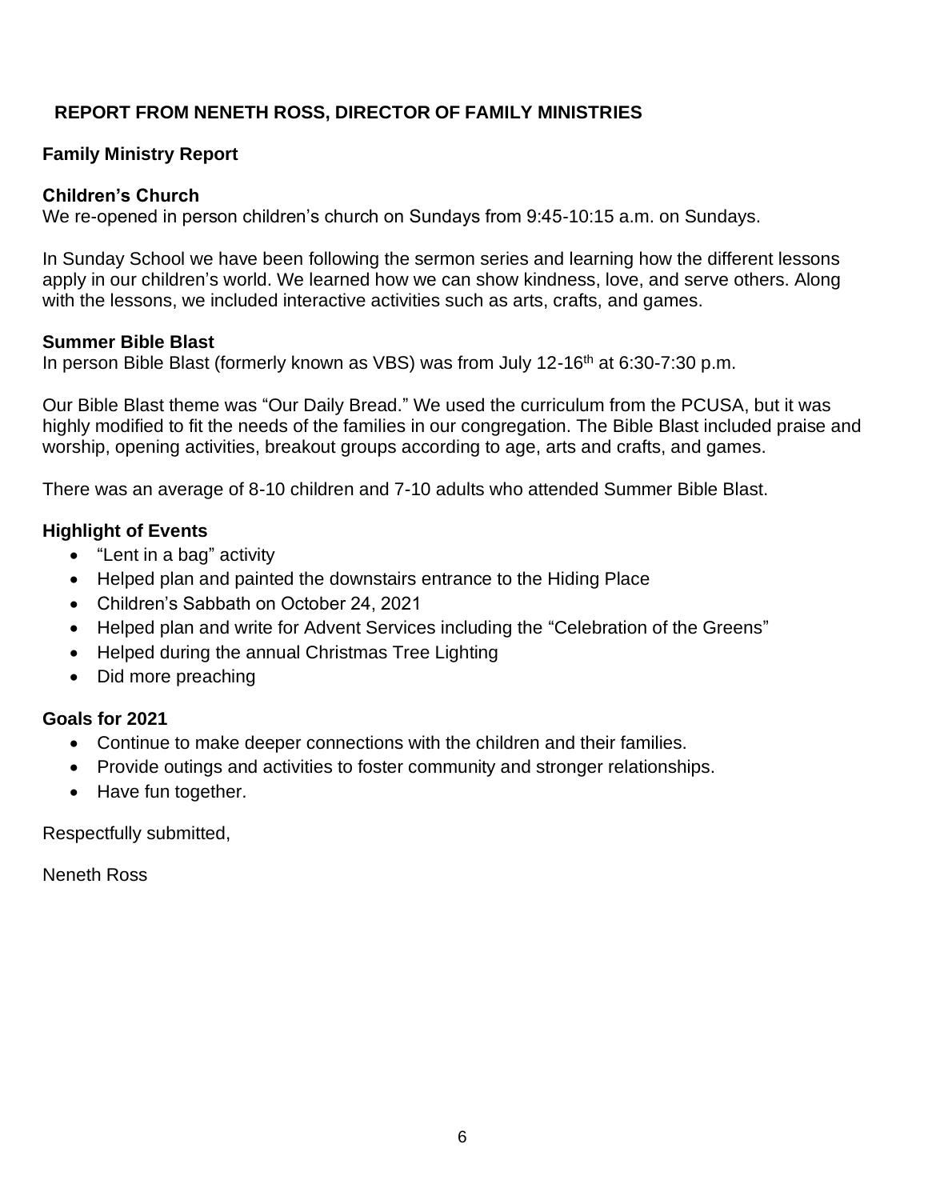## REPORT FROM NENETH ROSS, DIRECTOR OF FAMILY MINISTRIES

### Family Ministry Report

**Children's Church**

We re-opened in person children's church on Sundays from 9:45-10:15 a.m. on Sundays.

In Sunday School we have been following the sermon series and learning how the different lessons apply in our children's world. We learned how we can show kindness, love, and serve others. Along with the lessons, we included interactive activities such as arts, crafts, and games.

**Summer Bible Blast**

In person Bible Blast (formerly known as VBS) was from July 12-16th at 6:30-7:30 p.m.

Our Bible Blast theme was "Our Daily Bread." We used the curriculum from the PCUSA, but it was highly modified to fit the needs of the families in our congregation. The Bible Blast included praise and worship, opening activities, breakout groups according to age, arts and crafts, and games.

There was an average of 8-10 children and 7-10 adults who attended Summer Bible Blast.

**Highlight of Events**

- "Lent in a bag" activity
- Helped plan and painted the downstairs entrance to the Hiding Place
- Children's Sabbath on October 24, 2021
- Helped plan and write for Advent Services including the "Celebration of the Greens"
- Helped during the annual Christmas Tree Lighting
- Did more preaching

**Goals for 2021**

- Continue to make deeper connections with the children and their families.
- Provide outings and activities to foster community and stronger relationships.
- Have fun together.

Respectfully submitted,

Neneth Ross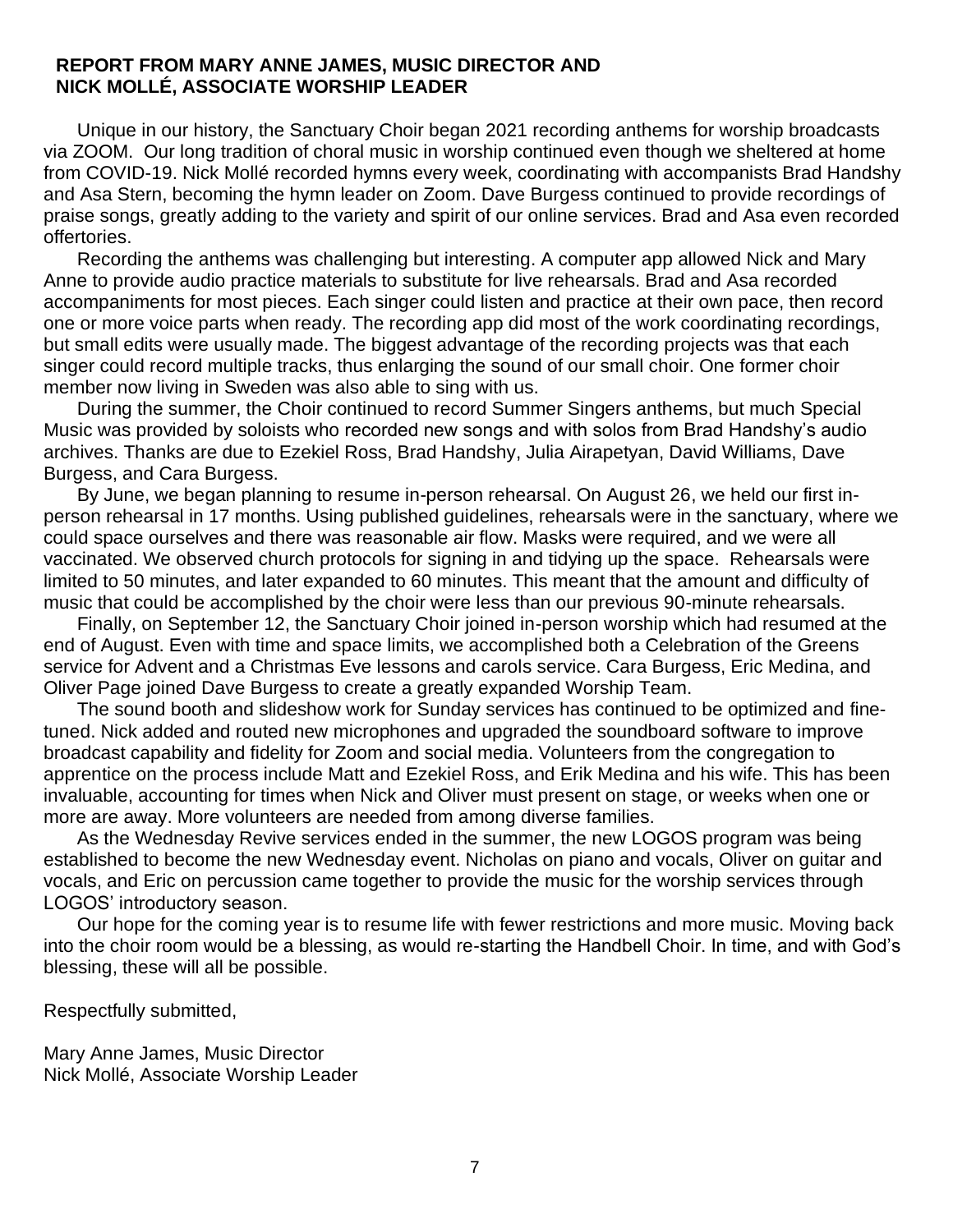## REPORT FROM MARY ANNE JAMES, MUSIC DIRECTOR AND NICK MOLLÉ, ASSOCIATE WORSHIP LEADER

Unique in our history, the Sanctuary Choir began 2021 recording anthems for worship broadcasts via ZOOM. Our long tradition of choral music in worship continued even though we sheltered at home from COVID-19. Nick Mollé recorded hymns every week, coordinating with accompanists Brad Handshy and Asa Stern, becoming the hymn leader on Zoom. Dave Burgess continued to provide recordings of praise songs, greatly adding to the variety and spirit of our online services. Brad and Asa even recorded offertories.

Recording the anthems was challenging but interesting. A computer app allowed Nick and Mary Anne to provide audio practice materials to substitute for live rehearsals. Brad and Asa recorded accompaniments for most pieces. Each singer could listen and practice at their own pace, then record one or more voice parts when ready. The recording app did most of the work coordinating recordings, but small edits were usually made. The biggest advantage of the recording projects was that each singer could record multiple tracks, thus enlarging the sound of our small choir. One former choir member now living in Sweden was also able to sing with us.

During the summer, the Choir continued to record Summer Singers anthems, but much Special Music was provided by soloists who recorded new songs and with solos from Brad Handshy's audio archives. Thanks are due to Ezekiel Ross, Brad Handshy, Julia Airapetyan, David Williams, Dave Burgess, and Cara Burgess.

By June, we began planning to resume in-person rehearsal. On August 26, we held our first in-person rehearsal in 17 months. Using published guidelines, rehearsals were in the sanctuary, where we could space ourselves and there was reasonable air flow. Masks were required, and we were all vaccinated. We observed church protocols for signing in and tidying up the space. Rehearsals were limited to 50 minutes, and later expanded to 60 minutes. This meant that the amount and difficulty of music that could be accomplished by the choir were less than our previous 90-minute rehearsals.

Finally, on September 12, the Sanctuary Choir joined in-person worship which had resumed at the end of August. Even with time and space limits, we accomplished both a Celebration of the Greens service for Advent and a Christmas Eve lessons and carols service. Cara Burgess, Eric Medina, and Oliver Page joined Dave Burgess to create a greatly expanded Worship Team.

The sound booth and slideshow work for Sunday services has continued to be optimized and fine-tuned. Nick added and routed new microphones and upgraded the soundboard software to improve broadcast capability and fidelity for Zoom and social media. Volunteers from the congregation to apprentice on the process include Matt and Ezekiel Ross, and Erik Medina and his wife. This has been invaluable, accounting for times when Nick and Oliver must present on stage, or weeks when one or more are away. More volunteers are needed from among diverse families.

As the Wednesday Revive services ended in the summer, the new LOGOS program was being established to become the new Wednesday event. Nicholas on piano and vocals, Oliver on guitar and vocals, and Eric on percussion came together to provide the music for the worship services through LOGOS' introductory season.

Our hope for the coming year is to resume life with fewer restrictions and more music. Moving back into the choir room would be a blessing, as would re-starting the Handbell Choir. In time, and with God's blessing, these will all be possible.

Respectfully submitted,

Mary Anne James, Music Director
Nick Mollé, Associate Worship Leader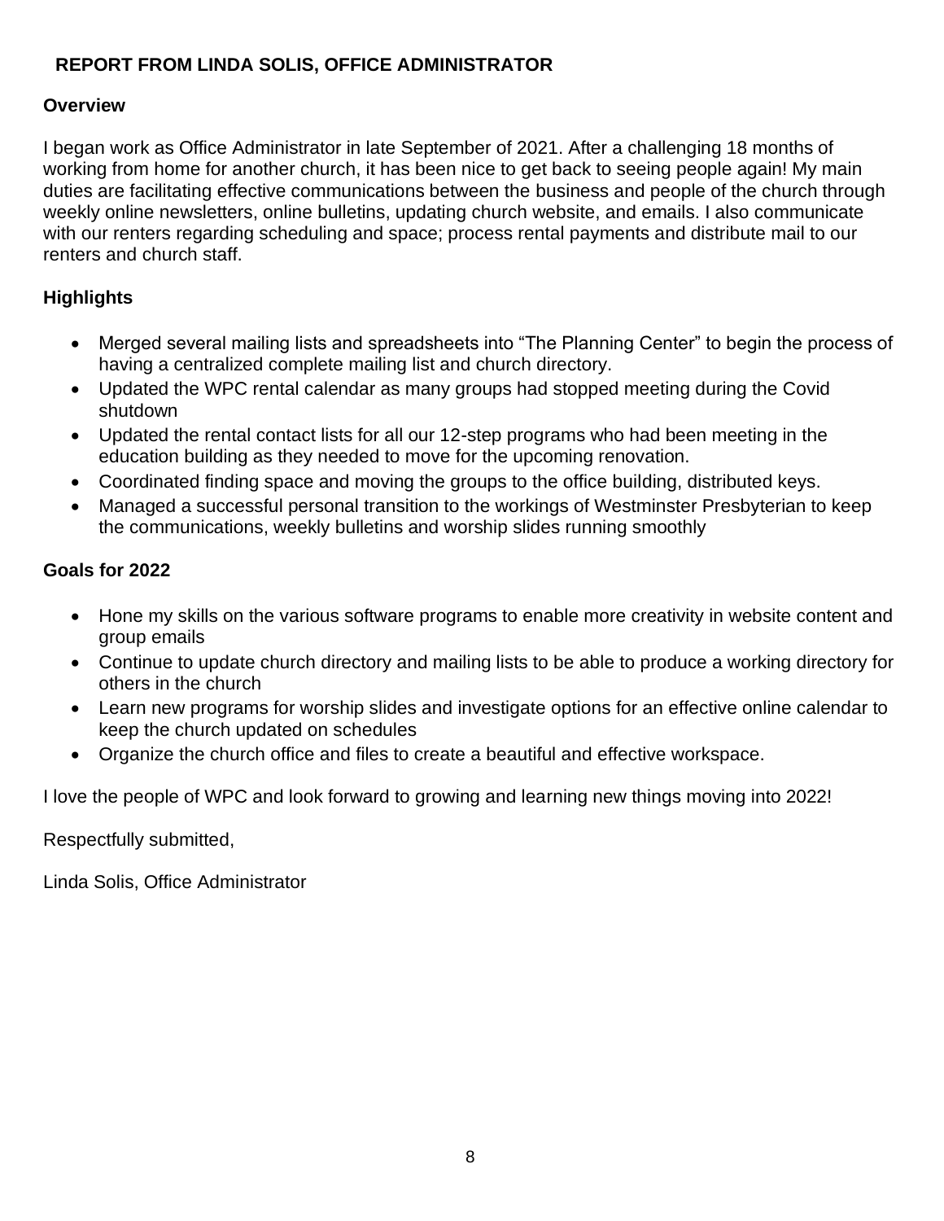## REPORT FROM LINDA SOLIS, OFFICE ADMINISTRATOR

### Overview

I began work as Office Administrator in late September of 2021. After a challenging 18 months of working from home for another church, it has been nice to get back to seeing people again! My main duties are facilitating effective communications between the business and people of the church through weekly online newsletters, online bulletins, updating church website, and emails. I also communicate with our renters regarding scheduling and space; process rental payments and distribute mail to our renters and church staff.

### Highlights

- Merged several mailing lists and spreadsheets into "The Planning Center" to begin the process of having a centralized complete mailing list and church directory.
- Updated the WPC rental calendar as many groups had stopped meeting during the Covid shutdown
- Updated the rental contact lists for all our 12-step programs who had been meeting in the education building as they needed to move for the upcoming renovation.
- Coordinated finding space and moving the groups to the office building, distributed keys.
- Managed a successful personal transition to the workings of Westminster Presbyterian to keep the communications, weekly bulletins and worship slides running smoothly

### Goals for 2022

- Hone my skills on the various software programs to enable more creativity in website content and group emails
- Continue to update church directory and mailing lists to be able to produce a working directory for others in the church
- Learn new programs for worship slides and investigate options for an effective online calendar to keep the church updated on schedules
- Organize the church office and files to create a beautiful and effective workspace.

I love the people of WPC and look forward to growing and learning new things moving into 2022!

Respectfully submitted,

Linda Solis, Office Administrator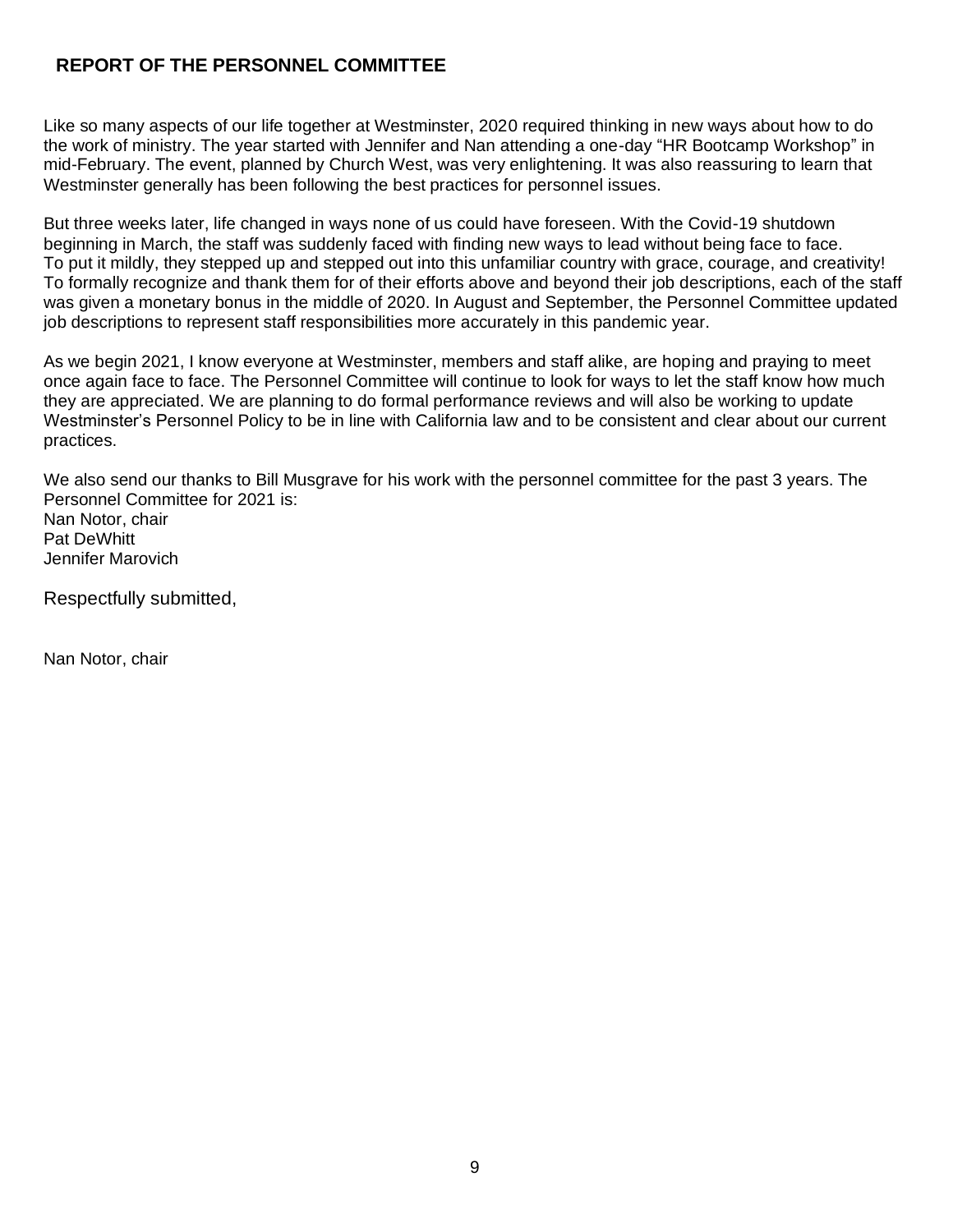## REPORT OF THE PERSONNEL COMMITTEE

Like so many aspects of our life together at Westminster, 2020 required thinking in new ways about how to do the work of ministry. The year started with Jennifer and Nan attending a one-day "HR Bootcamp Workshop" in mid-February. The event, planned by Church West, was very enlightening. It was also reassuring to learn that Westminster generally has been following the best practices for personnel issues.

But three weeks later, life changed in ways none of us could have foreseen. With the Covid-19 shutdown beginning in March, the staff was suddenly faced with finding new ways to lead without being face to face. To put it mildly, they stepped up and stepped out into this unfamiliar country with grace, courage, and creativity! To formally recognize and thank them for of their efforts above and beyond their job descriptions, each of the staff was given a monetary bonus in the middle of 2020. In August and September, the Personnel Committee updated job descriptions to represent staff responsibilities more accurately in this pandemic year.

As we begin 2021, I know everyone at Westminster, members and staff alike, are hoping and praying to meet once again face to face. The Personnel Committee will continue to look for ways to let the staff know how much they are appreciated. We are planning to do formal performance reviews and will also be working to update Westminster's Personnel Policy to be in line with California law and to be consistent and clear about our current practices.

We also send our thanks to Bill Musgrave for his work with the personnel committee for the past 3 years. The Personnel Committee for 2021 is:
Nan Notor, chair
Pat DeWhitt
Jennifer Marovich

Respectfully submitted,

Nan Notor, chair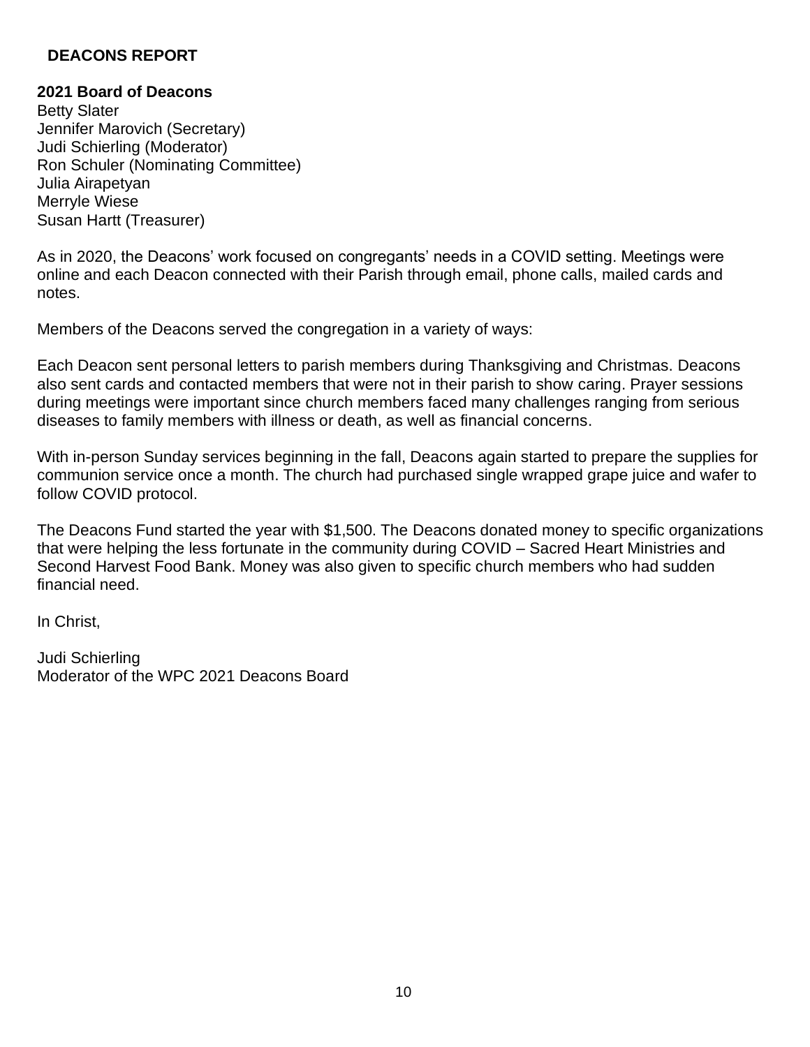# DEACONS REPORT

**2021 Board of Deacons**

Betty Slater
Jennifer Marovich (Secretary)
Judi Schierling (Moderator)
Ron Schuler (Nominating Committee)
Julia Airapetyan
Merryle Wiese
Susan Hartt (Treasurer)

As in 2020, the Deacons' work focused on congregants' needs in a COVID setting. Meetings were online and each Deacon connected with their Parish through email, phone calls, mailed cards and notes.

Members of the Deacons served the congregation in a variety of ways:

Each Deacon sent personal letters to parish members during Thanksgiving and Christmas. Deacons also sent cards and contacted members that were not in their parish to show caring. Prayer sessions during meetings were important since church members faced many challenges ranging from serious diseases to family members with illness or death, as well as financial concerns.

With in-person Sunday services beginning in the fall, Deacons again started to prepare the supplies for communion service once a month. The church had purchased single wrapped grape juice and wafer to follow COVID protocol.

The Deacons Fund started the year with $1,500. The Deacons donated money to specific organizations that were helping the less fortunate in the community during COVID – Sacred Heart Ministries and Second Harvest Food Bank. Money was also given to specific church members who had sudden financial need.

In Christ,

Judi Schierling
Moderator of the WPC 2021 Deacons Board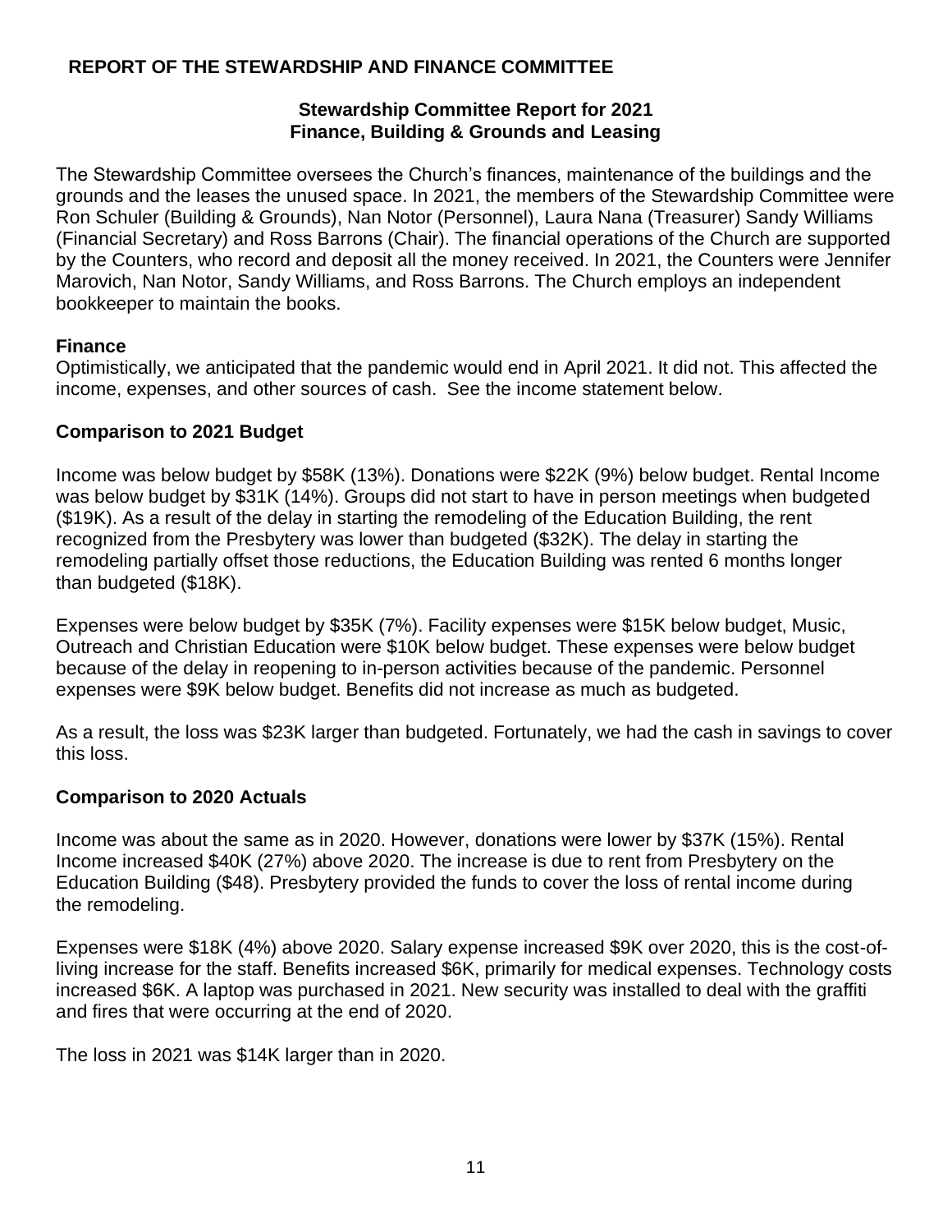## REPORT OF THE STEWARDSHIP AND FINANCE COMMITTEE

### Stewardship Committee Report for 2021
### Finance, Building & Grounds and Leasing

The Stewardship Committee oversees the Church's finances, maintenance of the buildings and the grounds and the leases the unused space. In 2021, the members of the Stewardship Committee were Ron Schuler (Building & Grounds), Nan Notor (Personnel), Laura Nana (Treasurer) Sandy Williams (Financial Secretary) and Ross Barrons (Chair). The financial operations of the Church are supported by the Counters, who record and deposit all the money received. In 2021, the Counters were Jennifer Marovich, Nan Notor, Sandy Williams, and Ross Barrons. The Church employs an independent bookkeeper to maintain the books.

**Finance**

Optimistically, we anticipated that the pandemic would end in April 2021. It did not. This affected the income, expenses, and other sources of cash. See the income statement below.

**Comparison to 2021 Budget**

Income was below budget by $58K (13%). Donations were $22K (9%) below budget. Rental Income was below budget by $31K (14%). Groups did not start to have in person meetings when budgeted ($19K). As a result of the delay in starting the remodeling of the Education Building, the rent recognized from the Presbytery was lower than budgeted ($32K). The delay in starting the remodeling partially offset those reductions, the Education Building was rented 6 months longer than budgeted ($18K).

Expenses were below budget by $35K (7%). Facility expenses were $15K below budget, Music, Outreach and Christian Education were $10K below budget. These expenses were below budget because of the delay in reopening to in-person activities because of the pandemic. Personnel expenses were $9K below budget. Benefits did not increase as much as budgeted.

As a result, the loss was $23K larger than budgeted. Fortunately, we had the cash in savings to cover this loss.

**Comparison to 2020 Actuals**

Income was about the same as in 2020. However, donations were lower by $37K (15%). Rental Income increased $40K (27%) above 2020. The increase is due to rent from Presbytery on the Education Building ($48). Presbytery provided the funds to cover the loss of rental income during the remodeling.

Expenses were $18K (4%) above 2020. Salary expense increased $9K over 2020, this is the cost-of-living increase for the staff. Benefits increased $6K, primarily for medical expenses. Technology costs increased $6K. A laptop was purchased in 2021. New security was installed to deal with the graffiti and fires that were occurring at the end of 2020.

The loss in 2021 was $14K larger than in 2020.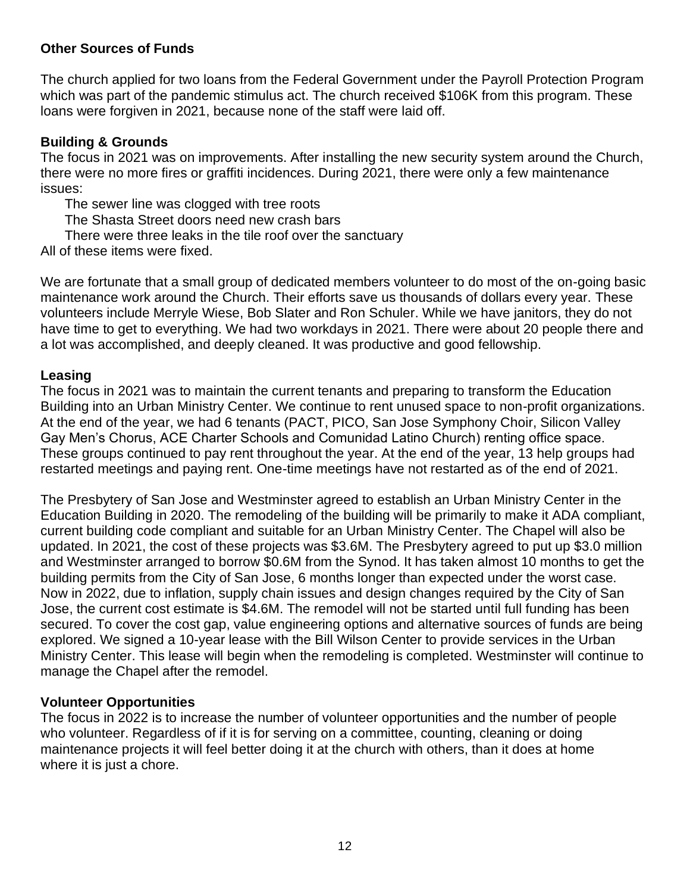**Other Sources of Funds**

The church applied for two loans from the Federal Government under the Payroll Protection Program which was part of the pandemic stimulus act. The church received $106K from this program. These loans were forgiven in 2021, because none of the staff were laid off.

**Building & Grounds**

The focus in 2021 was on improvements. After installing the new security system around the Church, there were no more fires or graffiti incidences. During 2021, there were only a few maintenance issues:

- The sewer line was clogged with tree roots
- The Shasta Street doors need new crash bars
- There were three leaks in the tile roof over the sanctuary

All of these items were fixed.

We are fortunate that a small group of dedicated members volunteer to do most of the on-going basic maintenance work around the Church. Their efforts save us thousands of dollars every year. These volunteers include Merryle Wiese, Bob Slater and Ron Schuler. While we have janitors, they do not have time to get to everything. We had two workdays in 2021. There were about 20 people there and a lot was accomplished, and deeply cleaned. It was productive and good fellowship.

**Leasing**

The focus in 2021 was to maintain the current tenants and preparing to transform the Education Building into an Urban Ministry Center. We continue to rent unused space to non-profit organizations. At the end of the year, we had 6 tenants (PACT, PICO, San Jose Symphony Choir, Silicon Valley Gay Men's Chorus, ACE Charter Schools and Comunidad Latino Church) renting office space. These groups continued to pay rent throughout the year. At the end of the year, 13 help groups had restarted meetings and paying rent. One-time meetings have not restarted as of the end of 2021.

The Presbytery of San Jose and Westminster agreed to establish an Urban Ministry Center in the Education Building in 2020. The remodeling of the building will be primarily to make it ADA compliant, current building code compliant and suitable for an Urban Ministry Center. The Chapel will also be updated. In 2021, the cost of these projects was $3.6M. The Presbytery agreed to put up $3.0 million and Westminster arranged to borrow $0.6M from the Synod. It has taken almost 10 months to get the building permits from the City of San Jose, 6 months longer than expected under the worst case. Now in 2022, due to inflation, supply chain issues and design changes required by the City of San Jose, the current cost estimate is $4.6M. The remodel will not be started until full funding has been secured. To cover the cost gap, value engineering options and alternative sources of funds are being explored. We signed a 10-year lease with the Bill Wilson Center to provide services in the Urban Ministry Center. This lease will begin when the remodeling is completed. Westminster will continue to manage the Chapel after the remodel.

**Volunteer Opportunities**

The focus in 2022 is to increase the number of volunteer opportunities and the number of people who volunteer. Regardless of if it is for serving on a committee, counting, cleaning or doing maintenance projects it will feel better doing it at the church with others, than it does at home where it is just a chore.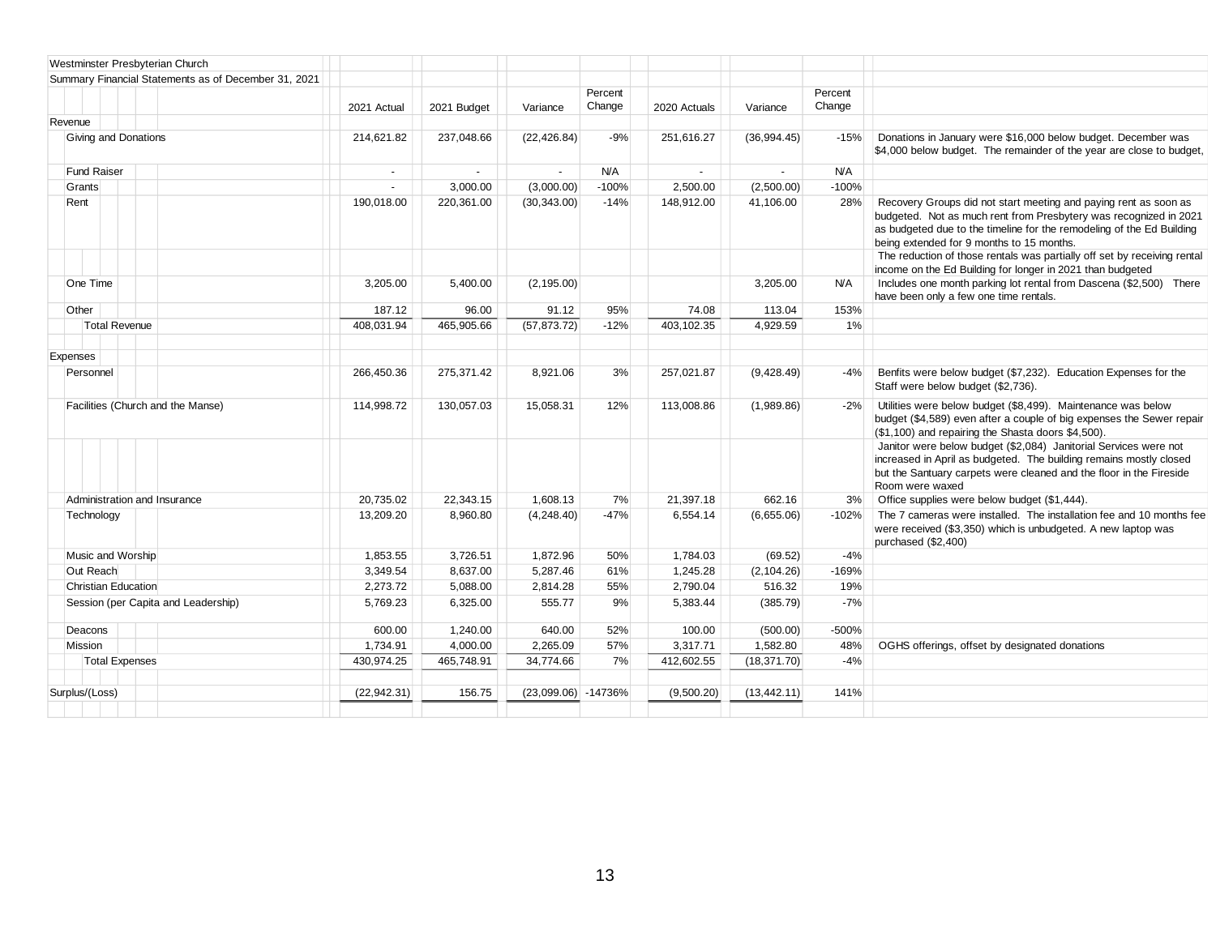Westminster Presbyterian Church

Summary Financial Statements as of December 31, 2021

| | 2021 Actual | 2021 Budget | Variance | Percent Change | 2020 Actuals | Variance | Percent Change | |
|---|---|---|---|---|---|---|---|---|
| **Revenue** | | | | | | | | |
| Giving and Donations | 214,621.82 | 237,048.66 | (22,426.84) | -9% | 251,616.27 | (36,994.45) | -15% | Donations in January were $16,000 below budget. December was $4,000 below budget. The remainder of the year are close to budget, |
| Fund Raiser | - | - | - | N/A | - | - | N/A | |
| Grants | - | 3,000.00 | (3,000.00) | -100% | 2,500.00 | (2,500.00) | -100% | |
| Rent | 190,018.00 | 220,361.00 | (30,343.00) | -14% | 148,912.00 | 41,106.00 | 28% | Recovery Groups did not start meeting and paying rent as soon as budgeted. Not as much rent from Presbytery was recognized in 2021 as budgeted due to the timeline for the remodeling of the Ed Building being extended for 9 months to 15 months. |
| | | | | | | | | The reduction of those rentals was partially off set by receiving rental income on the Ed Building for longer in 2021 than budgeted |
| One Time | 3,205.00 | 5,400.00 | (2,195.00) | | | 3,205.00 | N/A | Includes one month parking lot rental from Dascena ($2,500) There have been only a few one time rentals. |
| Other | 187.12 | 96.00 | 91.12 | 95% | 74.08 | 113.04 | 153% | |
| Total Revenue | 408,031.94 | 465,905.66 | (57,873.72) | -12% | 403,102.35 | 4,929.59 | 1% | |
| **Expenses** | | | | | | | | |
| Personnel | 266,450.36 | 275,371.42 | 8,921.06 | 3% | 257,021.87 | (9,428.49) | -4% | Benfits were below budget ($7,232). Education Expenses for the Staff were below budget ($2,736). |
| Facilities (Church and the Manse) | 114,998.72 | 130,057.03 | 15,058.31 | 12% | 113,008.86 | (1,989.86) | -2% | Utilities were below budget ($8,499). Maintenance was below budget ($4,589) even after a couple of big expenses the Sewer repair ($1,100) and repairing the Shasta doors $4,500). |
| | | | | | | | | Janitor were below budget ($2,084) Janitorial Services were not increased in April as budgeted. The building remains mostly closed but the Santuary carpets were cleaned and the floor in the Fireside Room were waxed |
| Administration and Insurance | 20,735.02 | 22,343.15 | 1,608.13 | 7% | 21,397.18 | 662.16 | 3% | Office supplies were below budget ($1,444). |
| Technology | 13,209.20 | 8,960.80 | (4,248.40) | -47% | 6,554.14 | (6,655.06) | -102% | The 7 cameras were installed. The installation fee and 10 months fee were received ($3,350) which is unbudgeted. A new laptop was purchased ($2,400) |
| Music and Worship | 1,853.55 | 3,726.51 | 1,872.96 | 50% | 1,784.03 | (69.52) | -4% | |
| Out Reach | 3,349.54 | 8,637.00 | 5,287.46 | 61% | 1,245.28 | (2,104.26) | -169% | |
| Christian Education | 2,273.72 | 5,088.00 | 2,814.28 | 55% | 2,790.04 | 516.32 | 19% | |
| Session (per Capita and Leadership) | 5,769.23 | 6,325.00 | 555.77 | 9% | 5,383.44 | (385.79) | -7% | |
| Deacons | 600.00 | 1,240.00 | 640.00 | 52% | 100.00 | (500.00) | -500% | |
| Mission | 1,734.91 | 4,000.00 | 2,265.09 | 57% | 3,317.71 | 1,582.80 | 48% | OGHS offerings, offset by designated donations |
| Total Expenses | 430,974.25 | 465,748.91 | 34,774.66 | 7% | 412,602.55 | (18,371.70) | -4% | |
| Surplus/(Loss) | (22,942.31) | 156.75 | (23,099.06) | -14736% | (9,500.20) | (13,442.11) | 141% | |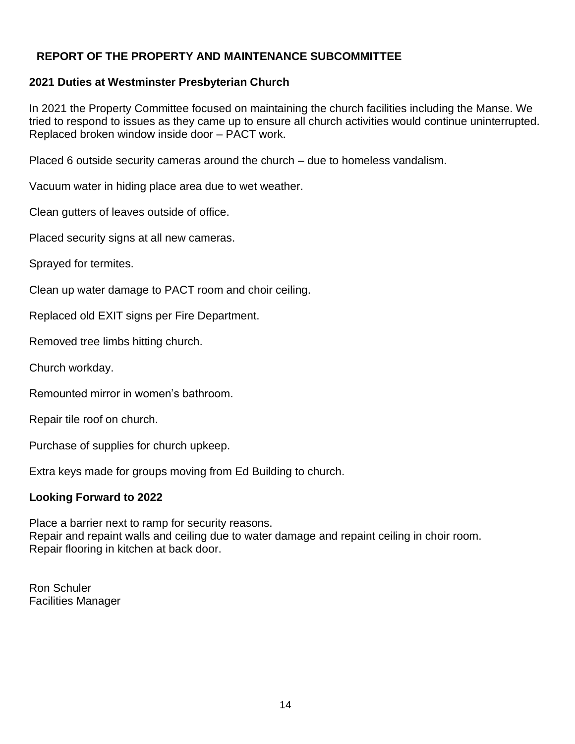## REPORT OF THE PROPERTY AND MAINTENANCE SUBCOMMITTEE

### 2021 Duties at Westminster Presbyterian Church

In 2021 the Property Committee focused on maintaining the church facilities including the Manse. We tried to respond to issues as they came up to ensure all church activities would continue uninterrupted.
Replaced broken window inside door – PACT work.

Placed 6 outside security cameras around the church – due to homeless vandalism.

Vacuum water in hiding place area due to wet weather.

Clean gutters of leaves outside of office.

Placed security signs at all new cameras.

Sprayed for termites.

Clean up water damage to PACT room and choir ceiling.

Replaced old EXIT signs per Fire Department.

Removed tree limbs hitting church.

Church workday.

Remounted mirror in women's bathroom.

Repair tile roof on church.

Purchase of supplies for church upkeep.

Extra keys made for groups moving from Ed Building to church.

### Looking Forward to 2022

Place a barrier next to ramp for security reasons.
Repair and repaint walls and ceiling due to water damage and repaint ceiling in choir room.
Repair flooring in kitchen at back door.

Ron Schuler
Facilities Manager